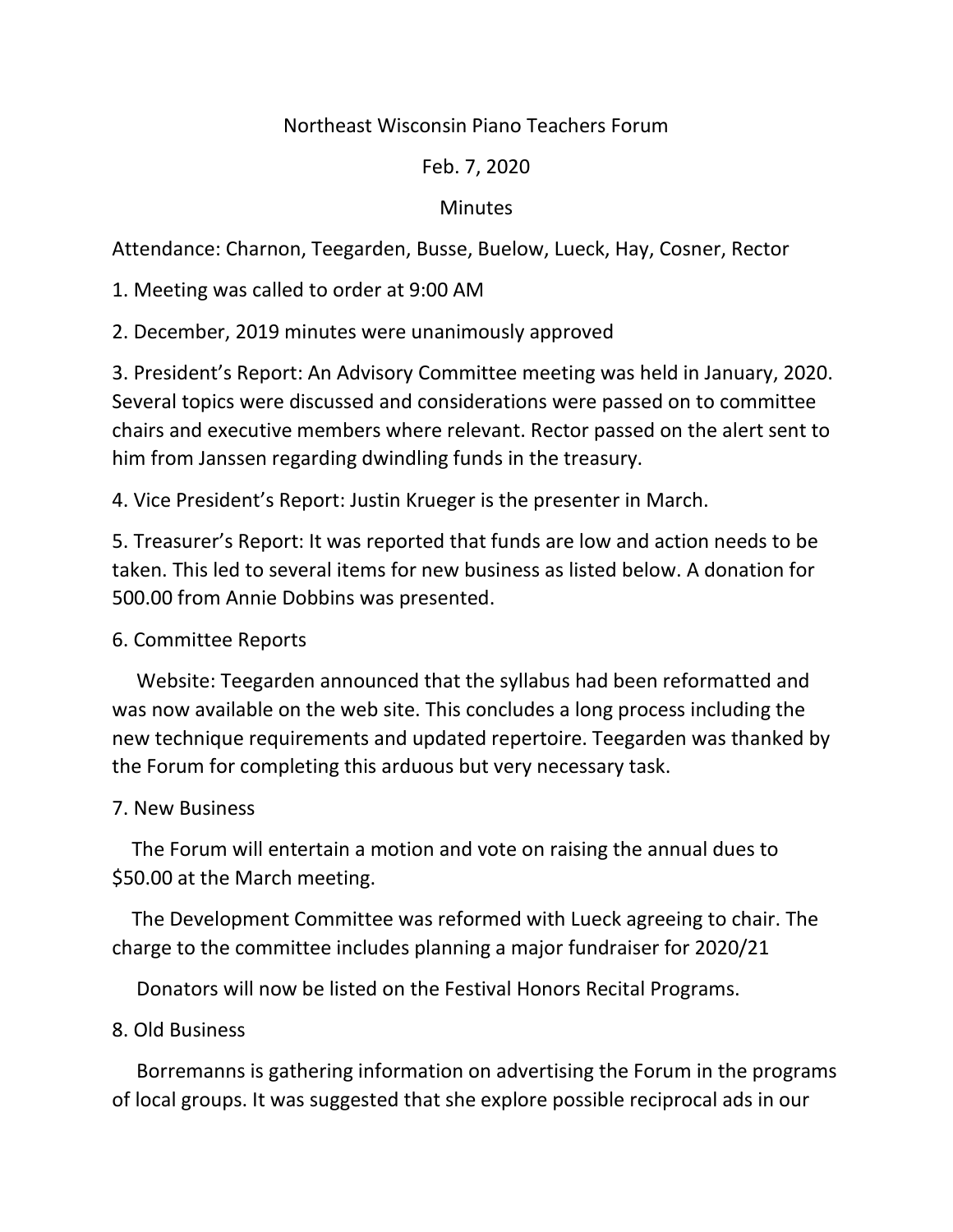Northeast Wisconsin Piano Teachers Forum

Feb. 7, 2020

Minutes

Attendance: Charnon, Teegarden, Busse, Buelow, Lueck, Hay, Cosner, Rector

1. Meeting was called to order at 9:00 AM

2. December, 2019 minutes were unanimously approved

3. President's Report: An Advisory Committee meeting was held in January, 2020. Several topics were discussed and considerations were passed on to committee chairs and executive members where relevant. Rector passed on the alert sent to him from Janssen regarding dwindling funds in the treasury.

4. Vice President's Report: Justin Krueger is the presenter in March.

5. Treasurer's Report: It was reported that funds are low and action needs to be taken. This led to several items for new business as listed below. A donation for 500.00 from Annie Dobbins was presented.

6. Committee Reports

Website: Teegarden announced that the syllabus had been reformatted and was now available on the web site. This concludes a long process including the new technique requirements and updated repertoire. Teegarden was thanked by the Forum for completing this arduous but very necessary task.

7. New Business

The Forum will entertain a motion and vote on raising the annual dues to $50.00 at the March meeting.

The Development Committee was reformed with Lueck agreeing to chair. The charge to the committee includes planning a major fundraiser for 2020/21

Donators will now be listed on the Festival Honors Recital Programs.

8. Old Business

Borremanns is gathering information on advertising the Forum in the programs of local groups. It was suggested that she explore possible reciprocal ads in our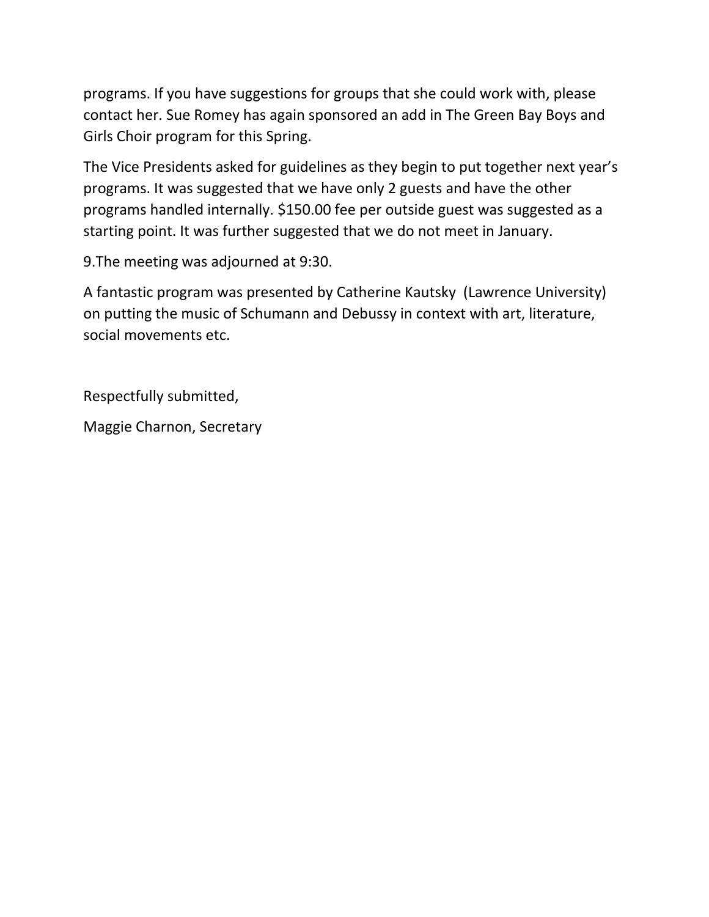programs. If you have suggestions for groups that she could work with, please contact her. Sue Romey has again sponsored an add in The Green Bay Boys and Girls Choir program for this Spring.

The Vice Presidents asked for guidelines as they begin to put together next year's programs. It was suggested that we have only 2 guests and have the other programs handled internally. $150.00 fee per outside guest was suggested as a starting point. It was further suggested that we do not meet in January.

9.The meeting was adjourned at 9:30.

A fantastic program was presented by Catherine Kautsky (Lawrence University) on putting the music of Schumann and Debussy in context with art, literature, social movements etc.

Respectfully submitted,

Maggie Charnon, Secretary